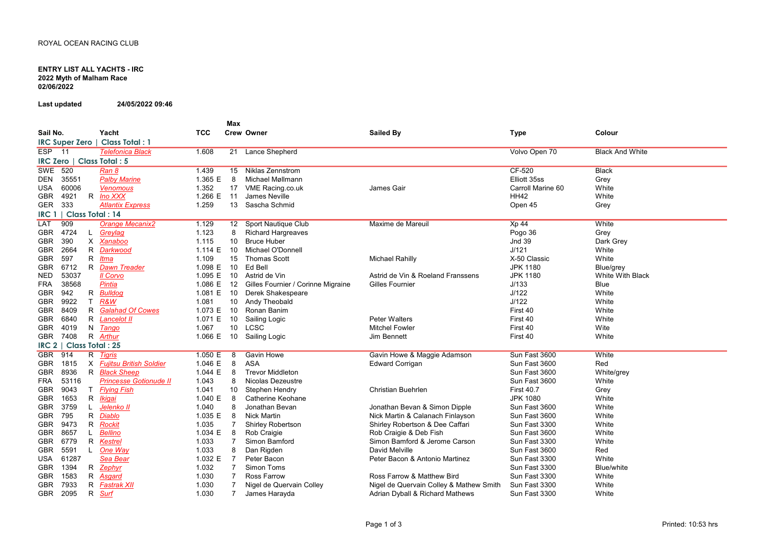ROYAL OCEAN RACING CLUB

**ENTRY LIST ALL YACHTS - IRC**
**2022 Myth of Malham Race**
**02/06/2022**

**Last updated** **24/05/2022 09:46**

| Sail No. | | | Yacht | TCC | Max Crew | Owner | Sailed By | Type | Colour |
|---|---|---|---|---|---|---|---|---|---|
| **IRC Super Zero \| Class Total : 1** | | | | | | | | | |
| ESP | 11 | | Telefonica Black | 1.608 | 21 | Lance Shepherd | | Volvo Open 70 | Black And White |
| **IRC Zero \| Class Total : 5** | | | | | | | | | |
| SWE | 520 | | Ran 8 | 1.439 | 15 | Niklas Zennstrom | | CF-520 | Black |
| DEN | 35551 | | Palby Marine | 1.365 E | 8 | Michael Møllmann | | Elliott 35ss | Grey |
| USA | 60006 | | Venomous | 1.352 | 17 | VME Racing.co.uk | James Gair | Carroll Marine 60 | White |
| GBR | 4921 | R | Ino XXX | 1.266 E | 11 | James Neville | | HH42 | White |
| GER | 333 | | Atlantix Express | 1.259 | 13 | Sascha Schmid | | Open 45 | Grey |
| **IRC 1 \| Class Total : 14** | | | | | | | | | |
| LAT | 909 | | Orange Mecanix2 | 1.129 | 12 | Sport Nautique Club | Maxime de Mareuil | Xp 44 | White |
| GBR | 4724 | L | Greylag | 1.123 | 8 | Richard Hargreaves | | Pogo 36 | Grey |
| GBR | 390 | X | Xanaboo | 1.115 | 10 | Bruce Huber | | Jnd 39 | Dark Grey |
| GBR | 2664 | R | Darkwood | 1.114 E | 10 | Michael O'Donnell | | J/121 | White |
| GBR | 597 | R | Itma | 1.109 | 15 | Thomas Scott | Michael Rahilly | X-50 Classic | White |
| GBR | 6712 | R | Dawn Treader | 1.098 E | 10 | Ed Bell | | JPK 1180 | Blue/grey |
| NED | 53037 | | Il Corvo | 1.095 E | 10 | Astrid de Vin | Astrid de Vin & Roeland Franssens | JPK 1180 | White With Black |
| FRA | 38568 | | Pintia | 1.086 E | 12 | Gilles Fournier / Corinne Migraine | Gilles Fournier | J/133 | Blue |
| GBR | 942 | R | Bulldog | 1.081 E | 10 | Derek Shakespeare | | J/122 | White |
| GBR | 9922 | T | R&W | 1.081 | 10 | Andy Theobald | | J/122 | White |
| GBR | 8409 | R | Galahad Of Cowes | 1.073 E | 10 | Ronan Banim | | First 40 | White |
| GBR | 6840 | R | Lancelot II | 1.071 E | 10 | Sailing Logic | Peter Walters | First 40 | White |
| GBR | 4019 | N | Tango | 1.067 | 10 | LCSC | Mitchel Fowler | First 40 | Wite |
| GBR | 7408 | R | Arthur | 1.066 E | 10 | Sailing Logic | Jim Bennett | First 40 | White |
| **IRC 2 \| Class Total : 25** | | | | | | | | | |
| GBR | 914 | R | Tigris | 1.050 E | 8 | Gavin Howe | Gavin Howe & Maggie Adamson | Sun Fast 3600 | White |
| GBR | 1815 | X | Fujitsu British Soldier | 1.046 E | 8 | ASA | Edward Corrigan | Sun Fast 3600 | Red |
| GBR | 8936 | R | Black Sheep | 1.044 E | 8 | Trevor Middleton | | Sun Fast 3600 | White/grey |
| FRA | 53116 | | Princesse Gotionude II | 1.043 | 8 | Nicolas Dezeustre | | Sun Fast 3600 | White |
| GBR | 9043 | T | Flying Fish | 1.041 | 10 | Stephen Hendry | Christian Buehrlen | First 40.7 | Grey |
| GBR | 1653 | R | Ikigai | 1.040 E | 8 | Catherine Keohane | | JPK 1080 | White |
| GBR | 3759 | L | Jelenko II | 1.040 | 8 | Jonathan Bevan | Jonathan Bevan & Simon Dipple | Sun Fast 3600 | White |
| GBR | 795 | R | Diablo | 1.035 E | 8 | Nick Martin | Nick Martin & Calanach Finlayson | Sun Fast 3600 | White |
| GBR | 9473 | R | Rockit | 1.035 | 7 | Shirley Robertson | Shirley Robertson & Dee Caffari | Sun Fast 3300 | White |
| GBR | 8657 | L | Bellino | 1.034 E | 8 | Rob Craigie | Rob Craigie & Deb Fish | Sun Fast 3600 | White |
| GBR | 6779 | R | Kestrel | 1.033 | 7 | Simon Bamford | Simon Bamford & Jerome Carson | Sun Fast 3300 | White |
| GBR | 5591 | L | One Way | 1.033 | 8 | Dan Rigden | David Melville | Sun Fast 3600 | Red |
| USA | 61287 | | Sea Bear | 1.032 E | 7 | Peter Bacon | Peter Bacon & Antonio Martinez | Sun Fast 3300 | White |
| GBR | 1394 | R | Zephyr | 1.032 | 7 | Simon Toms | | Sun Fast 3300 | Blue/white |
| GBR | 1583 | R | Asgard | 1.030 | 7 | Ross Farrow | Ross Farrow & Matthew Bird | Sun Fast 3300 | White |
| GBR | 7933 | R | Fastrak XII | 1.030 | 7 | Nigel de Quervain Colley | Nigel de Quervain Colley & Mathew Smith | Sun Fast 3300 | White |
| GBR | 2095 | R | Surf | 1.030 | 7 | James Harayda | Adrian Dyball & Richard Mathews | Sun Fast 3300 | White |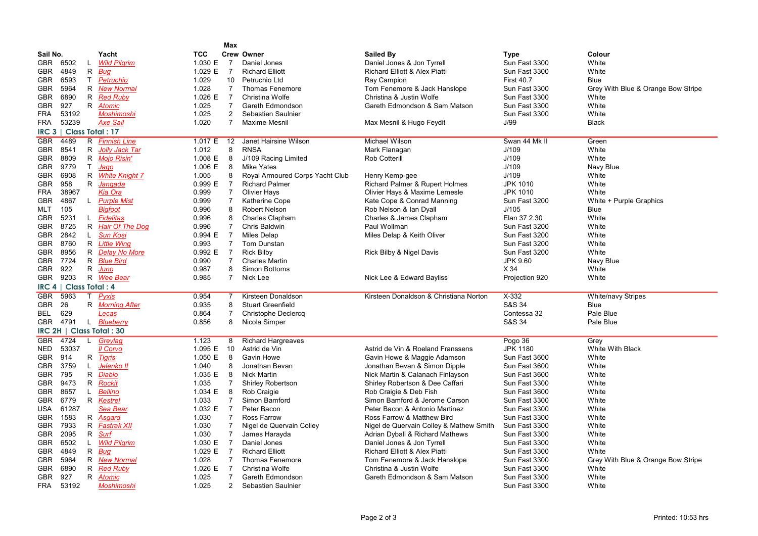| Sail No. | | | Yacht | TCC | Max Crew | Owner | Sailed By | Type | Colour |
|---|---|---|---|---|---|---|---|---|---|
| GBR | 6502 | L | Wild Pilgrim | 1.030 E | 7 | Daniel Jones | Daniel Jones & Jon Tyrrell | Sun Fast 3300 | White |
| GBR | 4849 | R | Bug | 1.029 E | 7 | Richard Elliott | Richard Elliott & Alex Piatti | Sun Fast 3300 | White |
| GBR | 6593 | T | Petruchio | 1.029 | 10 | Petruchio Ltd | Ray Campion | First 40.7 | Blue |
| GBR | 5964 | R | New Normal | 1.028 | 7 | Thomas Fenemore | Tom Fenemore & Jack Hanslope | Sun Fast 3300 | Grey With Blue & Orange Bow Stripe |
| GBR | 6890 | R | Red Ruby | 1.026 E | 7 | Christina Wolfe | Christina & Justin Wolfe | Sun Fast 3300 | White |
| GBR | 927 | R | Atomic | 1.025 | 7 | Gareth Edmondson | Gareth Edmondson & Sam Matson | Sun Fast 3300 | White |
| FRA | 53192 | | Moshimoshi | 1.025 | 2 | Sebastien Saulnier | | Sun Fast 3300 | White |
| FRA | 53239 | | Axe Sail | 1.020 | 7 | Maxime Mesnil | Max Mesnil & Hugo Feydit | J/99 | Black |

## IRC 3 | Class Total : 17

| Sail No. | | | Yacht | TCC | Max Crew | Owner | Sailed By | Type | Colour |
|---|---|---|---|---|---|---|---|---|---|
| GBR | 4489 | R | Finnish Line | 1.017 E | 12 | Janet Hairsine Wilson | Michael Wilson | Swan 44 Mk II | Green |
| GBR | 8541 | R | Jolly Jack Tar | 1.012 | 8 | RNSA | Mark Flanagan | J/109 | White |
| GBR | 8809 | R | Mojo Risin' | 1.008 E | 8 | J/109 Racing Limited | Rob Cotterill | J/109 | White |
| GBR | 9779 | T | Jago | 1.006 E | 8 | Mike Yates | | J/109 | Navy Blue |
| GBR | 6908 | R | White Knight 7 | 1.005 | 8 | Royal Armoured Corps Yacht Club | Henry Kemp-gee | J/109 | White |
| GBR | 958 | R | Jangada | 0.999 E | 7 | Richard Palmer | Richard Palmer & Rupert Holmes | JPK 1010 | White |
| FRA | 38967 | | Kia Ora | 0.999 | 7 | Olivier Hays | Olivier Hays & Maxime Lemesle | JPK 1010 | White |
| GBR | 4867 | L | Purple Mist | 0.999 | 7 | Katherine Cope | Kate Cope & Conrad Manning | Sun Fast 3200 | White + Purple Graphics |
| MLT | 105 | | Bigfoot | 0.996 | 8 | Robert Nelson | Rob Nelson & Ian Dyall | J/105 | Blue |
| GBR | 5231 | L | Fidelitas | 0.996 | 8 | Charles Clapham | Charles & James Clapham | Elan 37 2.30 | White |
| GBR | 8725 | R | Hair Of The Dog | 0.996 | 7 | Chris Baldwin | Paul Wollman | Sun Fast 3200 | White |
| GBR | 2842 | L | Sun Kosi | 0.994 E | 7 | Miles Delap | Miles Delap & Keith Oliver | Sun Fast 3200 | White |
| GBR | 8760 | R | Little Wing | 0.993 | 7 | Tom Dunstan | | Sun Fast 3200 | White |
| GBR | 8956 | R | Delay No More | 0.992 E | 7 | Rick Bilby | Rick Bilby & Nigel Davis | Sun Fast 3200 | White |
| GBR | 7724 | R | Blue Bird | 0.990 | 7 | Charles Martin | | JPK 9.60 | Navy Blue |
| GBR | 922 | R | Juno | 0.987 | 8 | Simon Bottoms | | X 34 | White |
| GBR | 9203 | R | Wee Bear | 0.985 | 7 | Nick Lee | Nick Lee & Edward Bayliss | Projection 920 | White |

## IRC 4 | Class Total : 4

| Sail No. | | | Yacht | TCC | Max Crew | Owner | Sailed By | Type | Colour |
|---|---|---|---|---|---|---|---|---|---|
| GBR | 5963 | T | Pyxis | 0.954 | 7 | Kirsteen Donaldson | Kirsteen Donaldson & Christiana Norton | X-332 | White/navy Stripes |
| GBR | 26 | R | Morning After | 0.935 | 8 | Stuart Greenfield | | S&S 34 | Blue |
| BEL | 629 | | Lecas | 0.864 | 7 | Christophe Declercq | | Contessa 32 | Pale Blue |
| GBR | 4791 | L | Blueberry | 0.856 | 8 | Nicola Simper | | S&S 34 | Pale Blue |

## IRC 2H | Class Total : 30

| Sail No. | | | Yacht | TCC | Max Crew | Owner | Sailed By | Type | Colour |
|---|---|---|---|---|---|---|---|---|---|
| GBR | 4724 | L | Greylag | 1.123 | 8 | Richard Hargreaves | | Pogo 36 | Grey |
| NED | 53037 | | Il Corvo | 1.095 E | 10 | Astrid de Vin | Astrid de Vin & Roeland Franssens | JPK 1180 | White With Black |
| GBR | 914 | R | Tigris | 1.050 E | 8 | Gavin Howe | Gavin Howe & Maggie Adamson | Sun Fast 3600 | White |
| GBR | 3759 | L | Jelenko II | 1.040 | 8 | Jonathan Bevan | Jonathan Bevan & Simon Dipple | Sun Fast 3600 | White |
| GBR | 795 | R | Diablo | 1.035 E | 8 | Nick Martin | Nick Martin & Calanach Finlayson | Sun Fast 3600 | White |
| GBR | 9473 | R | Rockit | 1.035 | 7 | Shirley Robertson | Shirley Robertson & Dee Caffari | Sun Fast 3300 | White |
| GBR | 8657 | L | Bellino | 1.034 E | 8 | Rob Craigie | Rob Craigie & Deb Fish | Sun Fast 3600 | White |
| GBR | 6779 | R | Kestrel | 1.033 | 7 | Simon Bamford | Simon Bamford & Jerome Carson | Sun Fast 3300 | White |
| USA | 61287 | | Sea Bear | 1.032 E | 7 | Peter Bacon | Peter Bacon & Antonio Martinez | Sun Fast 3300 | White |
| GBR | 1583 | R | Asgard | 1.030 | 7 | Ross Farrow | Ross Farrow & Matthew Bird | Sun Fast 3300 | White |
| GBR | 7933 | R | Fastrak XII | 1.030 | 7 | Nigel de Quervain Colley | Nigel de Quervain Colley & Mathew Smith | Sun Fast 3300 | White |
| GBR | 2095 | R | Surf | 1.030 | 7 | James Harayda | Adrian Dyball & Richard Mathews | Sun Fast 3300 | White |
| GBR | 6502 | L | Wild Pilgrim | 1.030 E | 7 | Daniel Jones | Daniel Jones & Jon Tyrrell | Sun Fast 3300 | White |
| GBR | 4849 | R | Bug | 1.029 E | 7 | Richard Elliott | Richard Elliott & Alex Piatti | Sun Fast 3300 | White |
| GBR | 5964 | R | New Normal | 1.028 | 7 | Thomas Fenemore | Tom Fenemore & Jack Hanslope | Sun Fast 3300 | Grey With Blue & Orange Bow Stripe |
| GBR | 6890 | R | Red Ruby | 1.026 E | 7 | Christina Wolfe | Christina & Justin Wolfe | Sun Fast 3300 | White |
| GBR | 927 | R | Atomic | 1.025 | 7 | Gareth Edmondson | Gareth Edmondson & Sam Matson | Sun Fast 3300 | White |
| FRA | 53192 | | Moshimoshi | 1.025 | 2 | Sebastien Saulnier | | Sun Fast 3300 | White |

Printed: 10:53 hrs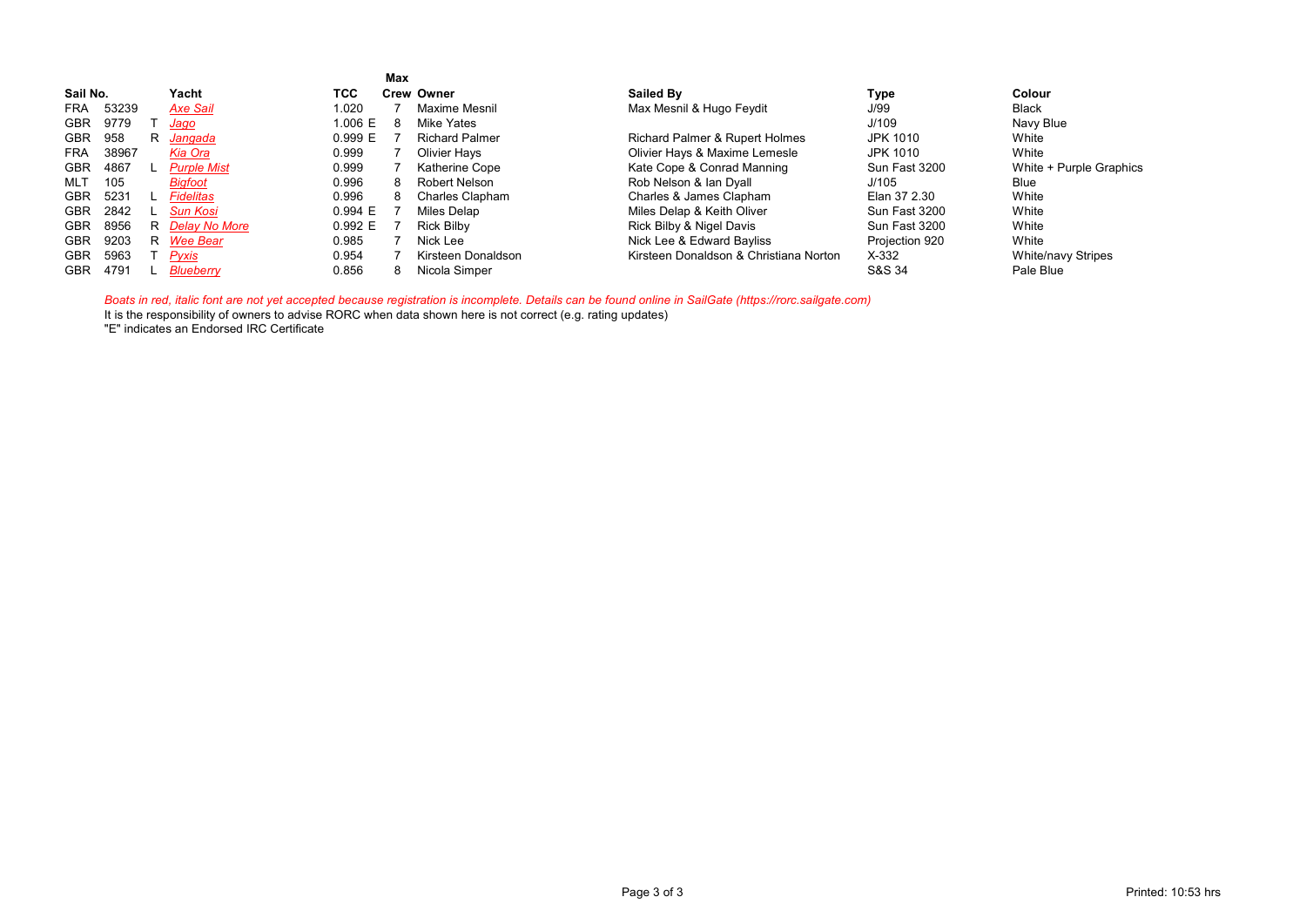| Sail No. | | | Yacht | TCC | Max Crew | Owner | Sailed By | Type | Colour |
|---|---|---|---|---|---|---|---|---|---|
| FRA | 53239 | | *Axe Sail* | 1.020 | 7 | Maxime Mesnil | Max Mesnil & Hugo Feydit | J/99 | Black |
| GBR | 9779 | T | *Jago* | 1.006 E | 8 | Mike Yates | | J/109 | Navy Blue |
| GBR | 958 | R | *Jangada* | 0.999 E | 7 | Richard Palmer | Richard Palmer & Rupert Holmes | JPK 1010 | White |
| FRA | 38967 | | *Kia Ora* | 0.999 | 7 | Olivier Hays | Olivier Hays & Maxime Lemesle | JPK 1010 | White |
| GBR | 4867 | L | *Purple Mist* | 0.999 | 7 | Katherine Cope | Kate Cope & Conrad Manning | Sun Fast 3200 | White + Purple Graphics |
| MLT | 105 | | *Bigfoot* | 0.996 | 8 | Robert Nelson | Rob Nelson & Ian Dyall | J/105 | Blue |
| GBR | 5231 | L | *Fidelitas* | 0.996 | 8 | Charles Clapham | Charles & James Clapham | Elan 37 2.30 | White |
| GBR | 2842 | L | *Sun Kosi* | 0.994 E | 7 | Miles Delap | Miles Delap & Keith Oliver | Sun Fast 3200 | White |
| GBR | 8956 | R | *Delay No More* | 0.992 E | 7 | Rick Bilby | Rick Bilby & Nigel Davis | Sun Fast 3200 | White |
| GBR | 9203 | R | *Wee Bear* | 0.985 | 7 | Nick Lee | Nick Lee & Edward Bayliss | Projection 920 | White |
| GBR | 5963 | T | *Pyxis* | 0.954 | 7 | Kirsteen Donaldson | Kirsteen Donaldson & Christiana Norton | X-332 | White/navy Stripes |
| GBR | 4791 | L | *Blueberry* | 0.856 | 8 | Nicola Simper | | S&S 34 | Pale Blue |

*Boats in red, italic font are not yet accepted because registration is incomplete. Details can be found online in SailGate (https://rorc.sailgate.com)*

It is the responsibility of owners to advise RORC when data shown here is not correct (e.g. rating updates)

"E" indicates an Endorsed IRC Certificate

Printed: 10:53 hrs